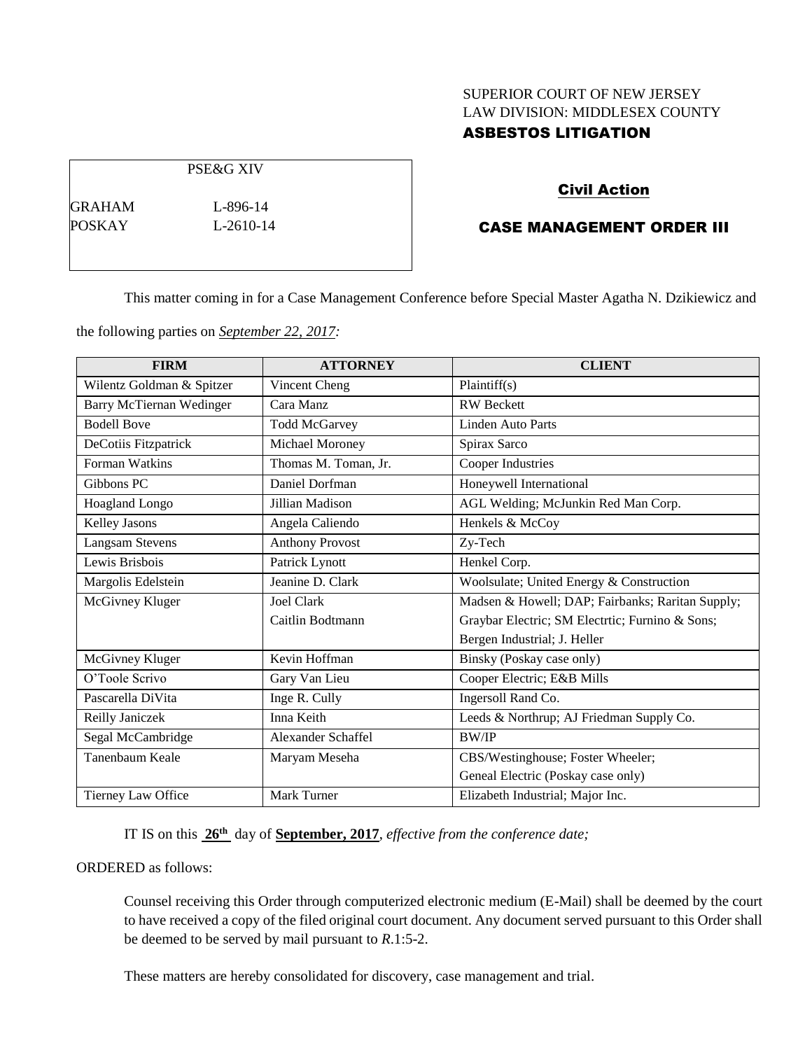SUPERIOR COURT OF NEW JERSEY
LAW DIVISION: MIDDLESEX COUNTY
**ASBESTOS LITIGATION**

| PSE&G XIV | |
|---|---|
| GRAHAM | L-896-14 |
| POSKAY | L-2610-14 |

**Civil Action**

**CASE MANAGEMENT ORDER III**

This matter coming in for a Case Management Conference before Special Master Agatha N. Dzikiewicz and the following parties on *September 22, 2017:*

| FIRM | ATTORNEY | CLIENT |
|---|---|---|
| Wilentz Goldman & Spitzer | Vincent Cheng | Plaintiff(s) |
| Barry McTiernan Wedinger | Cara Manz | RW Beckett |
| Bodell Bove | Todd McGarvey | Linden Auto Parts |
| DeCotiis Fitzpatrick | Michael Moroney | Spirax Sarco |
| Forman Watkins | Thomas M. Toman, Jr. | Cooper Industries |
| Gibbons PC | Daniel Dorfman | Honeywell International |
| Hoagland Longo | Jillian Madison | AGL Welding; McJunkin Red Man Corp. |
| Kelley Jasons | Angela Caliendo | Henkels & McCoy |
| Langsam Stevens | Anthony Provost | Zy-Tech |
| Lewis Brisbois | Patrick Lynott | Henkel Corp. |
| Margolis Edelstein | Jeanine D. Clark | Woolsulate; United Energy & Construction |
| McGivney Kluger | Joel Clark<br>Caitlin Bodtmann | Madsen & Howell; DAP; Fairbanks; Raritan Supply; Graybar Electric; SM Electrtic; Furnino & Sons; Bergen Industrial; J. Heller |
| McGivney Kluger | Kevin Hoffman | Binsky (Poskay case only) |
| O'Toole Scrivo | Gary Van Lieu | Cooper Electric; E&B Mills |
| Pascarella DiVita | Inge R. Cully | Ingersoll Rand Co. |
| Reilly Janiczek | Inna Keith | Leeds & Northrup; AJ Friedman Supply Co. |
| Segal McCambridge | Alexander Schaffel | BW/IP |
| Tanenbaum Keale | Maryam Meseha | CBS/Westinghouse; Foster Wheeler; Geneal Electric (Poskay case only) |
| Tierney Law Office | Mark Turner | Elizabeth Industrial; Major Inc. |

IT IS on this **26th** day of **September, 2017**, *effective from the conference date;*

ORDERED as follows:

Counsel receiving this Order through computerized electronic medium (E-Mail) shall be deemed by the court to have received a copy of the filed original court document. Any document served pursuant to this Order shall be deemed to be served by mail pursuant to *R*.1:5-2.

These matters are hereby consolidated for discovery, case management and trial.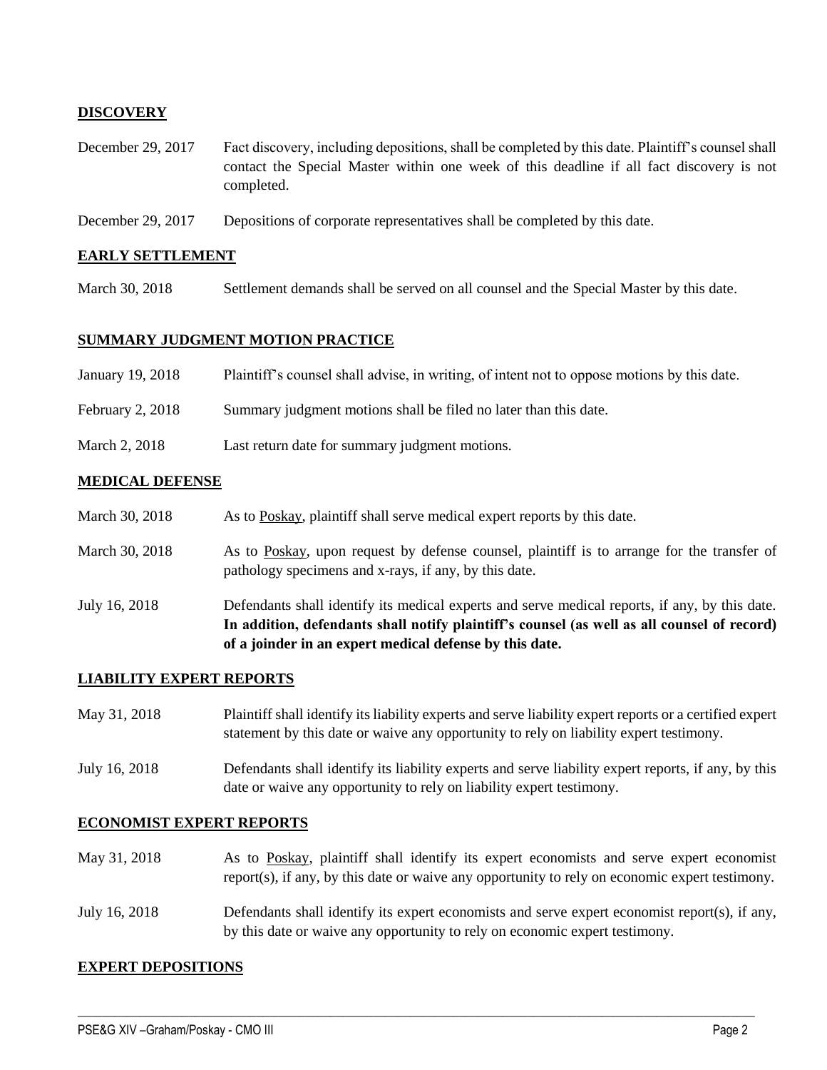**DISCOVERY**

December 29, 2017 Fact discovery, including depositions, shall be completed by this date. Plaintiff's counsel shall contact the Special Master within one week of this deadline if all fact discovery is not completed.

December 29, 2017 Depositions of corporate representatives shall be completed by this date.

**EARLY SETTLEMENT**

March 30, 2018 Settlement demands shall be served on all counsel and the Special Master by this date.

**SUMMARY JUDGMENT MOTION PRACTICE**

January 19, 2018 Plaintiff's counsel shall advise, in writing, of intent not to oppose motions by this date.

February 2, 2018 Summary judgment motions shall be filed no later than this date.

March 2, 2018 Last return date for summary judgment motions.

**MEDICAL DEFENSE**

March 30, 2018 As to Poskay, plaintiff shall serve medical expert reports by this date.

March 30, 2018 As to Poskay, upon request by defense counsel, plaintiff is to arrange for the transfer of pathology specimens and x-rays, if any, by this date.

July 16, 2018 Defendants shall identify its medical experts and serve medical reports, if any, by this date. **In addition, defendants shall notify plaintiff's counsel (as well as all counsel of record) of a joinder in an expert medical defense by this date.**

**LIABILITY EXPERT REPORTS**

May 31, 2018 Plaintiff shall identify its liability experts and serve liability expert reports or a certified expert statement by this date or waive any opportunity to rely on liability expert testimony.

July 16, 2018 Defendants shall identify its liability experts and serve liability expert reports, if any, by this date or waive any opportunity to rely on liability expert testimony.

**ECONOMIST EXPERT REPORTS**

May 31, 2018 As to Poskay, plaintiff shall identify its expert economists and serve expert economist report(s), if any, by this date or waive any opportunity to rely on economic expert testimony.

July 16, 2018 Defendants shall identify its expert economists and serve expert economist report(s), if any, by this date or waive any opportunity to rely on economic expert testimony.

**EXPERT DEPOSITIONS**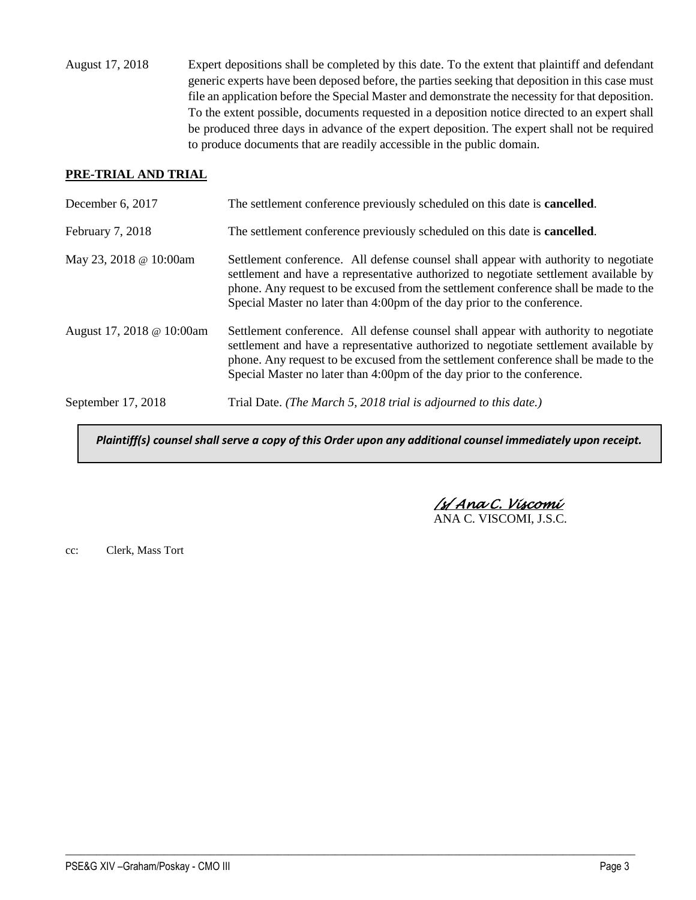| | |
|---|---|
| August 17, 2018 | Expert depositions shall be completed by this date. To the extent that plaintiff and defendant generic experts have been deposed before, the parties seeking that deposition in this case must file an application before the Special Master and demonstrate the necessity for that deposition. To the extent possible, documents requested in a deposition notice directed to an expert shall be produced three days in advance of the expert deposition. The expert shall not be required to produce documents that are readily accessible in the public domain. |

**PRE-TRIAL AND TRIAL**

| | |
|---|---|
| December 6, 2017 | The settlement conference previously scheduled on this date is **cancelled**. |
| February 7, 2018 | The settlement conference previously scheduled on this date is **cancelled**. |
| May 23, 2018 @ 10:00am | Settlement conference. All defense counsel shall appear with authority to negotiate settlement and have a representative authorized to negotiate settlement available by phone. Any request to be excused from the settlement conference shall be made to the Special Master no later than 4:00pm of the day prior to the conference. |
| August 17, 2018 @ 10:00am | Settlement conference. All defense counsel shall appear with authority to negotiate settlement and have a representative authorized to negotiate settlement available by phone. Any request to be excused from the settlement conference shall be made to the Special Master no later than 4:00pm of the day prior to the conference. |
| September 17, 2018 | Trial Date. *(The March 5, 2018 trial is adjourned to this date.)* |

***Plaintiff(s) counsel shall serve a copy of this Order upon any additional counsel immediately upon receipt.***

*/s/ Ana C. Viscomi*
ANA C. VISCOMI, J.S.C.

cc: Clerk, Mass Tort